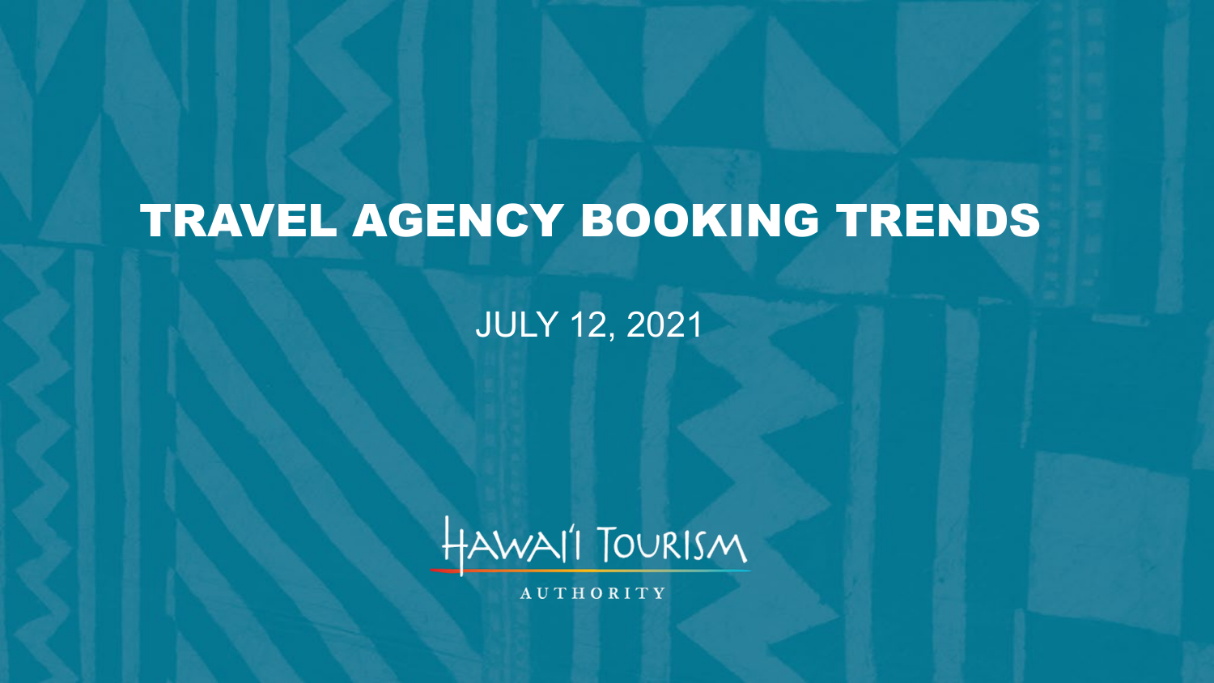# TRAVEL AGENCY BOOKING TRENDS

JULY 12, 2021

HAWAI'I TOURISM AUTHORITY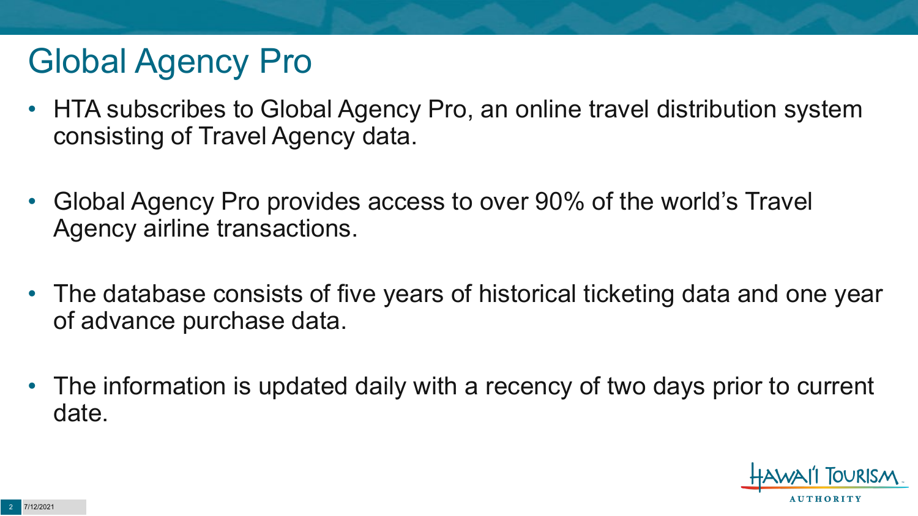# Global Agency Pro

- HTA subscribes to Global Agency Pro, an online travel distribution system consisting of Travel Agency data.
- Global Agency Pro provides access to over 90% of the world's Travel Agency airline transactions.
- The database consists of five years of historical ticketing data and one year of advance purchase data.
- The information is updated daily with a recency of two days prior to current date.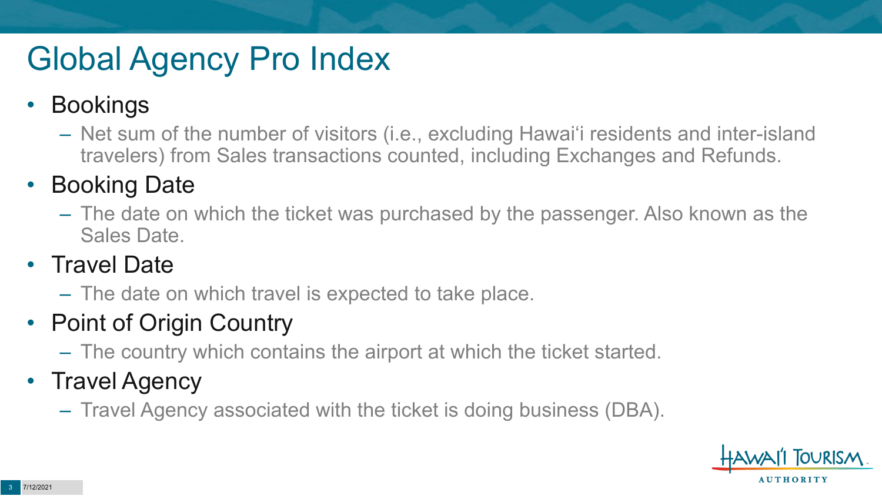# Global Agency Pro Index

- Bookings
  - Net sum of the number of visitors (i.e., excluding Hawai'i residents and inter-island travelers) from Sales transactions counted, including Exchanges and Refunds.
- Booking Date
  - The date on which the ticket was purchased by the passenger. Also known as the Sales Date.
- Travel Date
  - The date on which travel is expected to take place.
- Point of Origin Country
  - The country which contains the airport at which the ticket started.
- Travel Agency
  - Travel Agency associated with the ticket is doing business (DBA).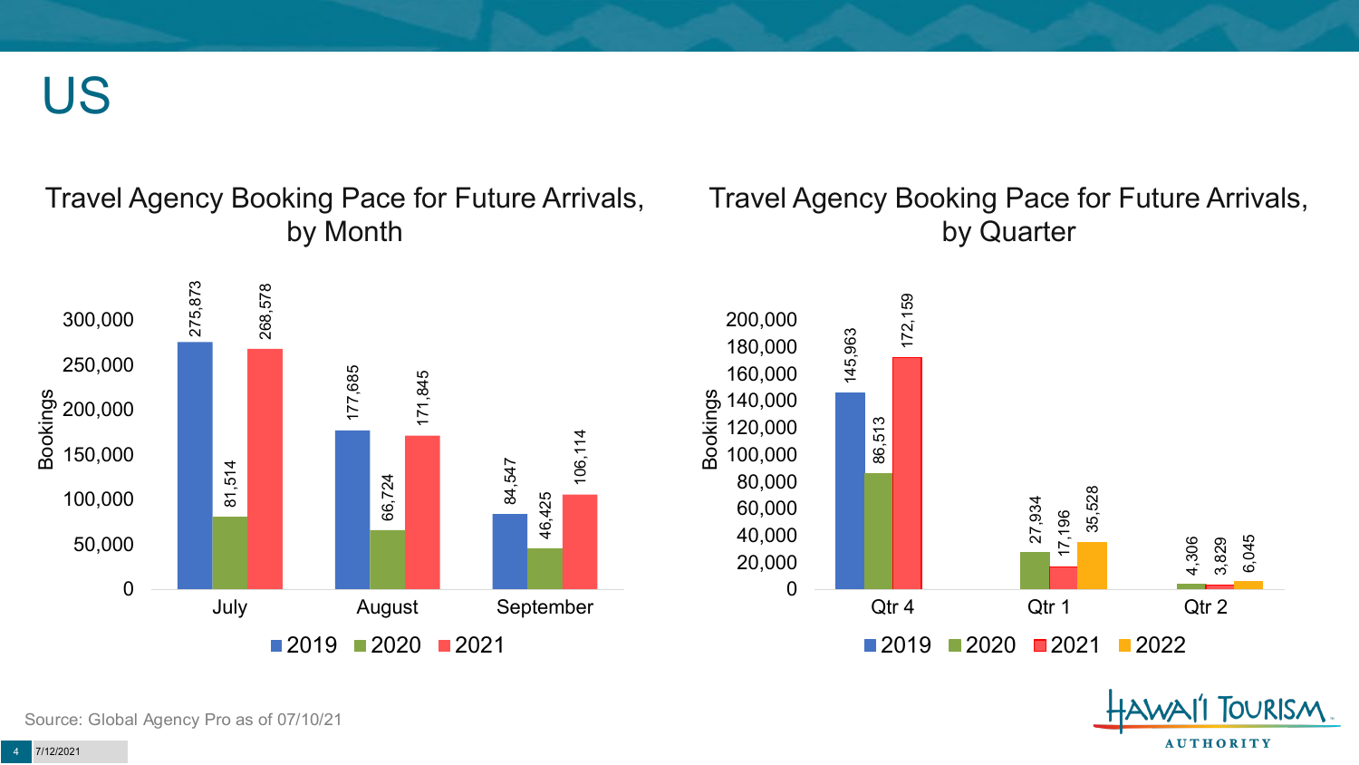# US

## Travel Agency Booking Pace for Future Arrivals, by Month

| Month | 2019 | 2020 | 2021 |
| --- | --- | --- | --- |
| July | 275,873 | 81,514 | 268,578 |
| August | 177,685 | 66,724 | 171,845 |
| September | 84,547 | 46,425 | 106,114 |

## Travel Agency Booking Pace for Future Arrivals, by Quarter

| Quarter | 2019 | 2020 | 2021 | 2022 |
| --- | --- | --- | --- | --- |
| Qtr 4 | 145,963 | 86,513 | 172,159 | |
| Qtr 1 | | 27,934 | 17,196 | 35,528 |
| Qtr 2 | | 4,306 | 3,829 | 6,045 |

Source: Global Agency Pro as of 07/10/21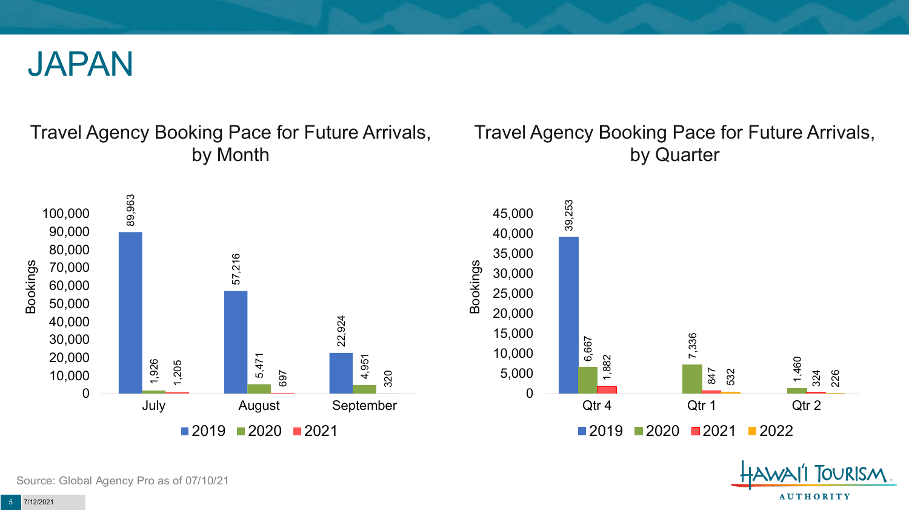# JAPAN

## Travel Agency Booking Pace for Future Arrivals, by Month

| Month | 2019 | 2020 | 2021 |
| --- | --- | --- | --- |
| July | 89,963 | 1,926 | 1,205 |
| August | 57,216 | 5,471 | 697 |
| September | 22,924 | 4,951 | 320 |

## Travel Agency Booking Pace for Future Arrivals, by Quarter

| Quarter | 2019 | 2020 | 2021 | 2022 |
| --- | --- | --- | --- | --- |
| Qtr 4 | 39,253 | 6,667 | 1,882 | |
| Qtr 1 | | 7,336 | 847 | 532 |
| Qtr 2 | | 1,460 | 324 | 226 |

Source: Global Agency Pro as of 07/10/21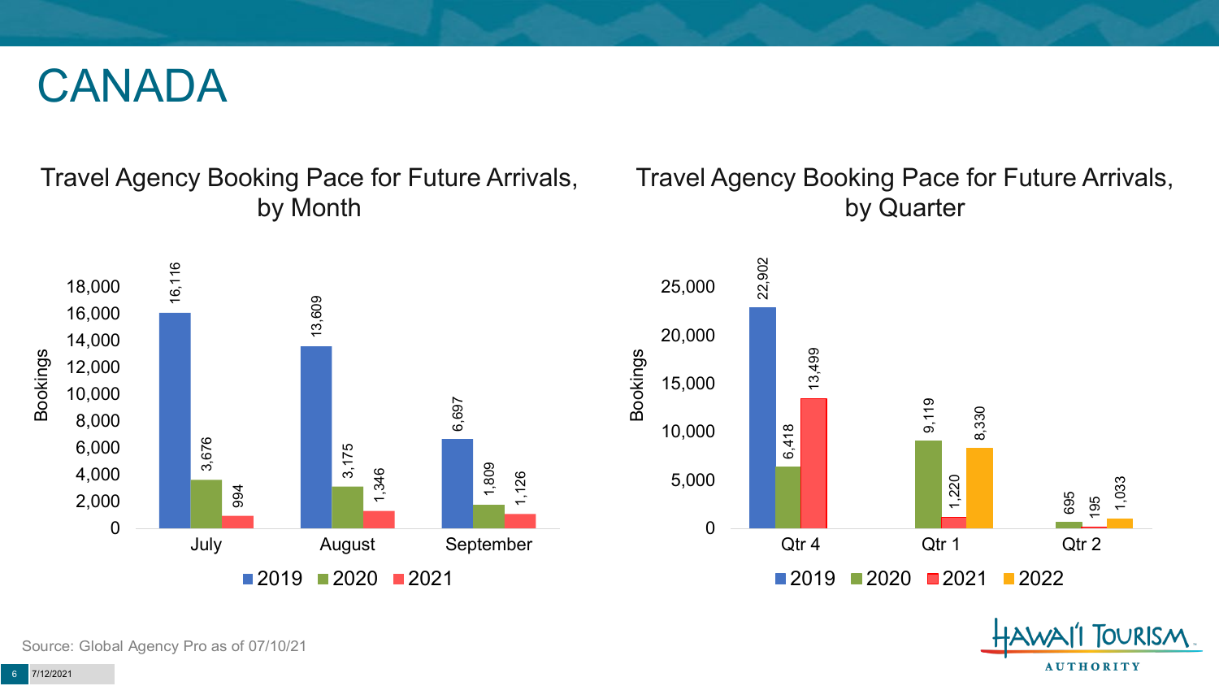# CANADA

## Travel Agency Booking Pace for Future Arrivals, by Month

| Month | 2019 | 2020 | 2021 |
|---|---|---|---|
| July | 16,116 | 3,676 | 994 |
| August | 13,609 | 3,175 | 1,346 |
| September | 6,697 | 1,809 | 1,126 |

## Travel Agency Booking Pace for Future Arrivals, by Quarter

| Quarter | 2019 | 2020 | 2021 | 2022 |
|---|---|---|---|---|
| Qtr 4 | 22,902 | 6,418 | 13,499 | |
| Qtr 1 | | 9,119 | 1,220 | 8,330 |
| Qtr 2 | | 695 | 195 | 1,033 |

Source: Global Agency Pro as of 07/10/21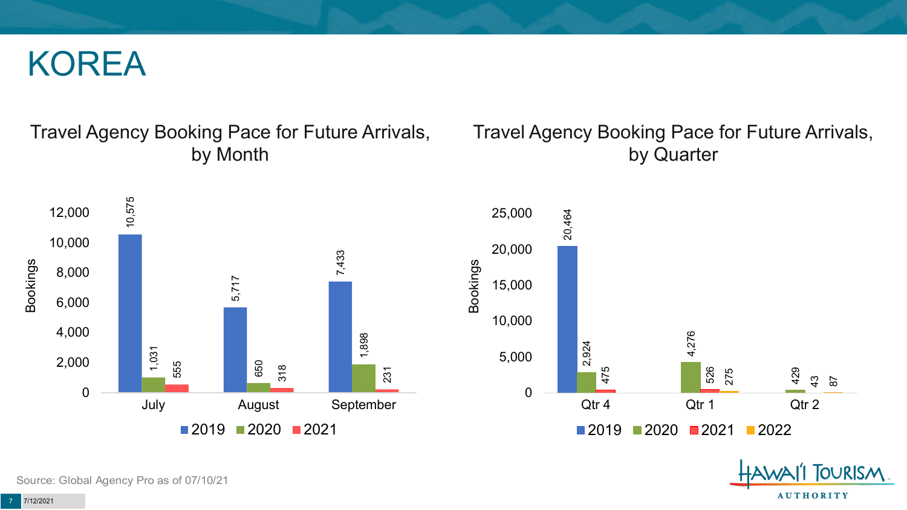# KOREA

## Travel Agency Booking Pace for Future Arrivals, by Month

| Month | 2019 | 2020 | 2021 |
| --- | --- | --- | --- |
| July | 10,575 | 1,031 | 555 |
| August | 5,717 | 650 | 318 |
| September | 7,433 | 1,898 | 231 |

## Travel Agency Booking Pace for Future Arrivals, by Quarter

| Quarter | 2019 | 2020 | 2021 | 2022 |
| --- | --- | --- | --- | --- |
| Qtr 4 | 20,464 | 2,924 | 475 | |
| Qtr 1 | | 4,276 | 526 | 275 |
| Qtr 2 | | 429 | 43 | 87 |

Source: Global Agency Pro as of 07/10/21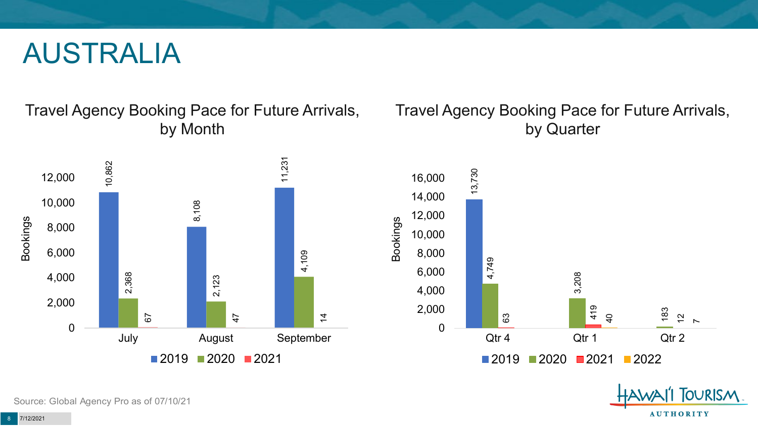# AUSTRALIA

## Travel Agency Booking Pace for Future Arrivals, by Month

| Month | 2019 | 2020 | 2021 |
| --- | --- | --- | --- |
| July | 10,862 | 2,368 | 67 |
| August | 8,108 | 2,123 | 47 |
| September | 11,231 | 4,109 | 14 |

## Travel Agency Booking Pace for Future Arrivals, by Quarter

| Quarter | 2019 | 2020 | 2021 | 2022 |
| --- | --- | --- | --- | --- |
| Qtr 4 | 13,730 | 4,749 | 63 | |
| Qtr 1 | | 3,208 | 419 | 40 |
| Qtr 2 | | 183 | 12 | 7 |

Source: Global Agency Pro as of 07/10/21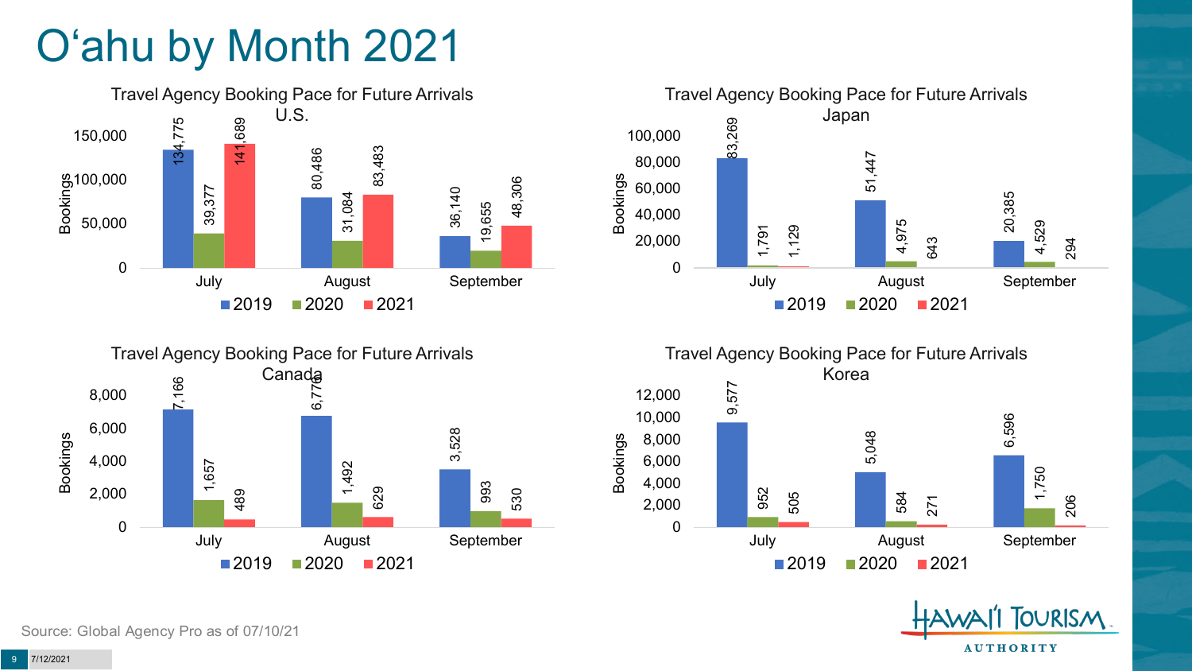# O'ahu by Month 2021

### Travel Agency Booking Pace for Future Arrivals U.S.

| Month | 2019 | 2020 | 2021 |
| --- | --- | --- | --- |
| July | 134,775 | 39,377 | 141,689 |
| August | 80,486 | 31,084 | 83,483 |
| September | 36,140 | 19,655 | 48,306 |

### Travel Agency Booking Pace for Future Arrivals Japan

| Month | 2019 | 2020 | 2021 |
| --- | --- | --- | --- |
| July | 83,269 | 1,791 | 1,129 |
| August | 51,447 | 4,975 | 643 |
| September | 20,385 | 4,529 | 294 |

### Travel Agency Booking Pace for Future Arrivals Canada

| Month | 2019 | 2020 | 2021 |
| --- | --- | --- | --- |
| July | 7,166 | 1,657 | 489 |
| August | 6,776 | 1,492 | 629 |
| September | 3,528 | 993 | 530 |

### Travel Agency Booking Pace for Future Arrivals Korea

| Month | 2019 | 2020 | 2021 |
| --- | --- | --- | --- |
| July | 9,577 | 952 | 505 |
| August | 5,048 | 584 | 271 |
| September | 6,596 | 1,750 | 206 |

Source: Global Agency Pro as of 07/10/21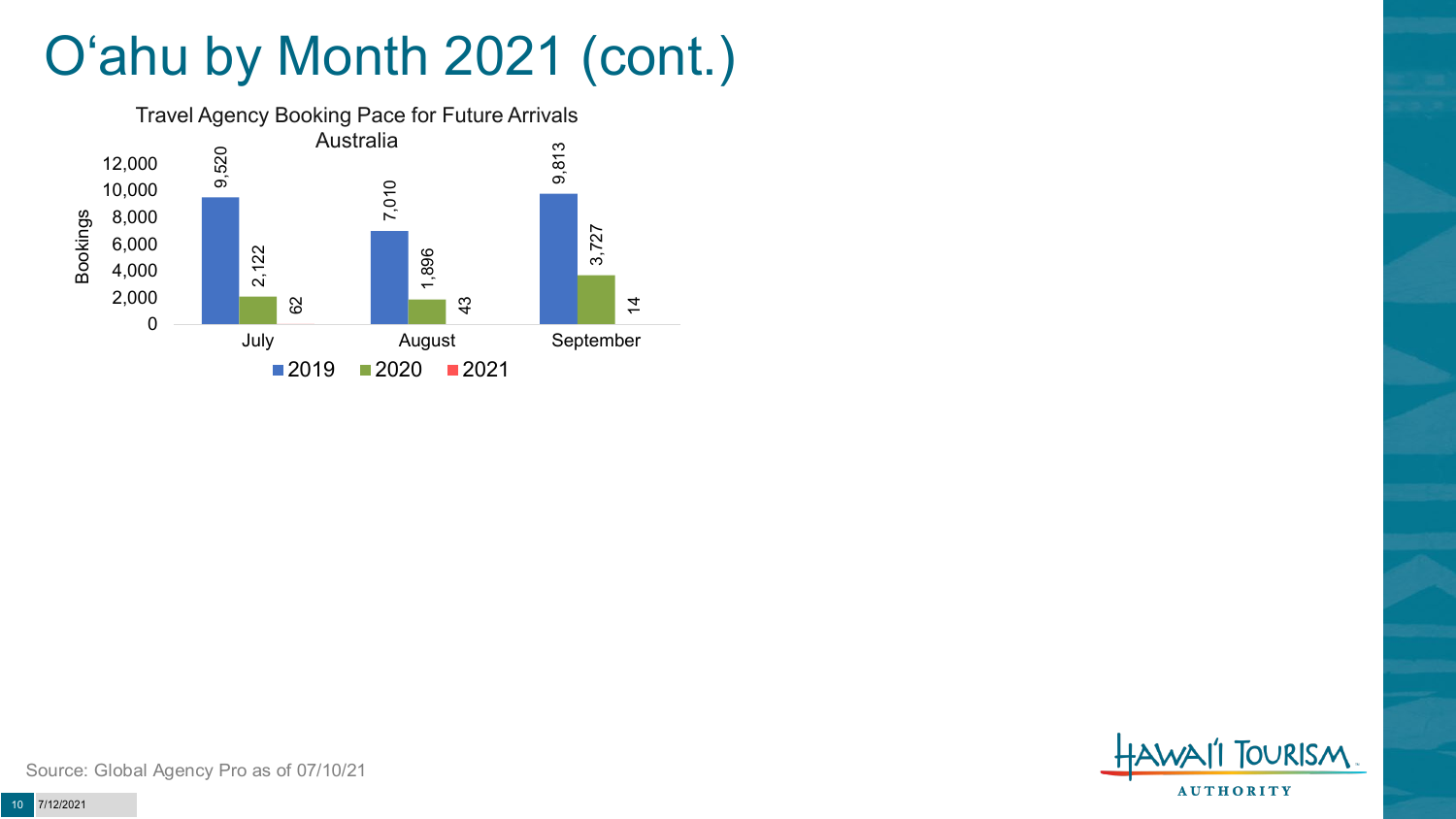# O'ahu by Month 2021 (cont.)

**Travel Agency Booking Pace for Future Arrivals Australia**

| Month | 2019 | 2020 | 2021 |
|---|---|---|---|
| July | 9,520 | 2,122 | 62 |
| August | 7,010 | 1,896 | 43 |
| September | 9,813 | 3,727 | 14 |

Source: Global Agency Pro as of 07/10/21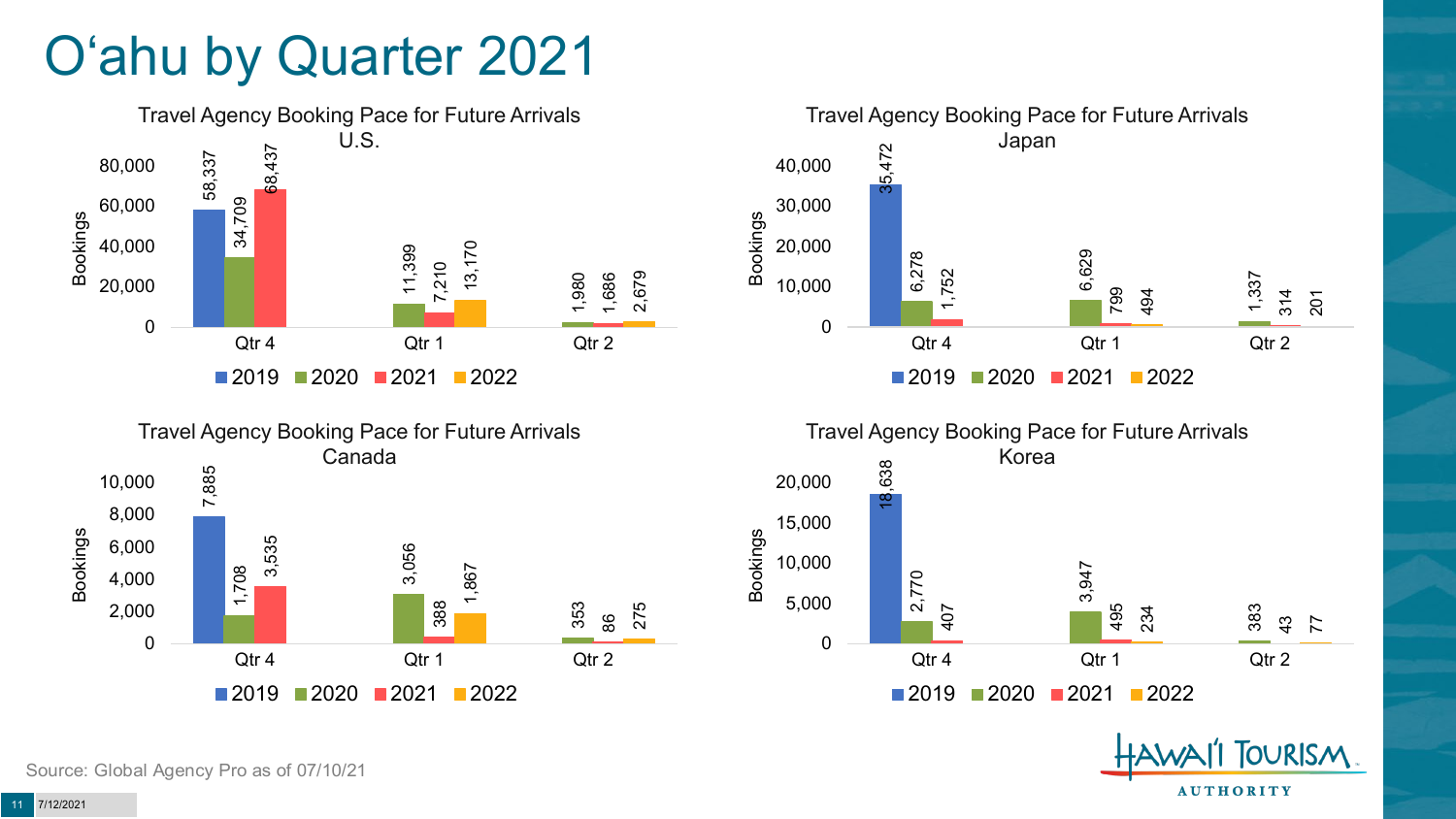# O'ahu by Quarter 2021

### Travel Agency Booking Pace for Future Arrivals U.S.

| Quarter | 2019 | 2020 | 2021 | 2022 |
| --- | --- | --- | --- | --- |
| Qtr 4 | 58,337 | 34,709 | 68,437 | |
| Qtr 1 | | 11,399 | 7,210 | 13,170 |
| Qtr 2 | | 1,980 | 1,686 | 2,679 |

### Travel Agency Booking Pace for Future Arrivals Japan

| Quarter | 2019 | 2020 | 2021 | 2022 |
| --- | --- | --- | --- | --- |
| Qtr 4 | 35,472 | 6,278 | 1,752 | |
| Qtr 1 | | 6,629 | 799 | 494 |
| Qtr 2 | | 1,337 | 314 | 201 |

### Travel Agency Booking Pace for Future Arrivals Canada

| Quarter | 2019 | 2020 | 2021 | 2022 |
| --- | --- | --- | --- | --- |
| Qtr 4 | 7,885 | 1,708 | 3,535 | |
| Qtr 1 | | 3,056 | 388 | 1,867 |
| Qtr 2 | | 353 | 86 | 275 |

### Travel Agency Booking Pace for Future Arrivals Korea

| Quarter | 2019 | 2020 | 2021 | 2022 |
| --- | --- | --- | --- | --- |
| Qtr 4 | 18,638 | 2,770 | 407 | |
| Qtr 1 | | 3,947 | 495 | 234 |
| Qtr 2 | | 383 | 43 | 77 |

Source: Global Agency Pro as of 07/10/21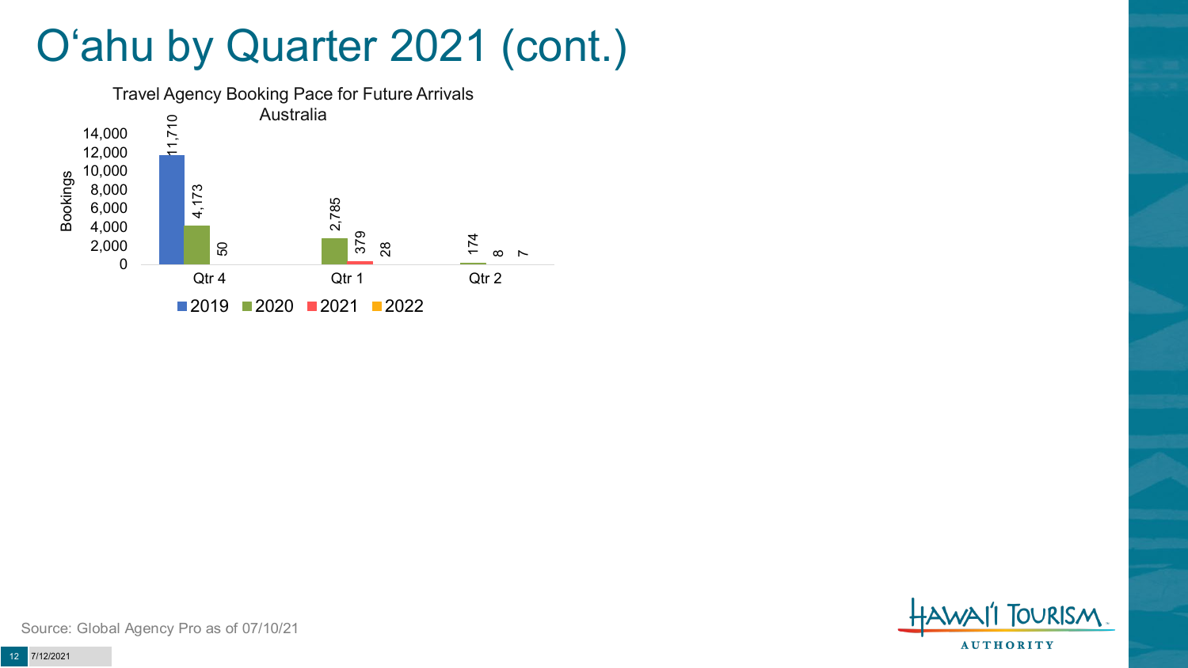# O‘ahu by Quarter 2021 (cont.)

**Travel Agency Booking Pace for Future Arrivals Australia**

| Bookings | 2019 | 2020 | 2021 | 2022 |
|---|---|---|---|---|
| Qtr 4 | 11,710 | 4,173 | 50 | |
| Qtr 1 | | 2,785 | 379 | 28 |
| Qtr 2 | | 174 | 8 | 7 |

Source: Global Agency Pro as of 07/10/21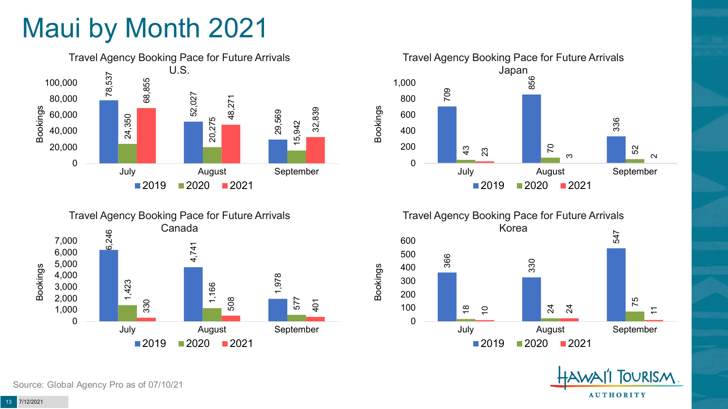# Maui by Month 2021

### Travel Agency Booking Pace for Future Arrivals U.S.

| Month | 2019 | 2020 | 2021 |
|---|---|---|---|
| July | 78,537 | 24,350 | 68,855 |
| August | 52,027 | 20,275 | 48,271 |
| September | 29,569 | 15,942 | 32,839 |

### Travel Agency Booking Pace for Future Arrivals Japan

| Month | 2019 | 2020 | 2021 |
|---|---|---|---|
| July | 709 | 43 | 23 |
| August | 856 | 70 | 3 |
| September | 336 | 52 | 2 |

### Travel Agency Booking Pace for Future Arrivals Canada

| Month | 2019 | 2020 | 2021 |
|---|---|---|---|
| July | 6,246 | 1,423 | 330 |
| August | 4,741 | 1,166 | 508 |
| September | 1,978 | 577 | 401 |

### Travel Agency Booking Pace for Future Arrivals Korea

| Month | 2019 | 2020 | 2021 |
|---|---|---|---|
| July | 366 | 18 | 10 |
| August | 330 | 24 | 24 |
| September | 547 | 75 | 11 |

Source: Global Agency Pro as of 07/10/21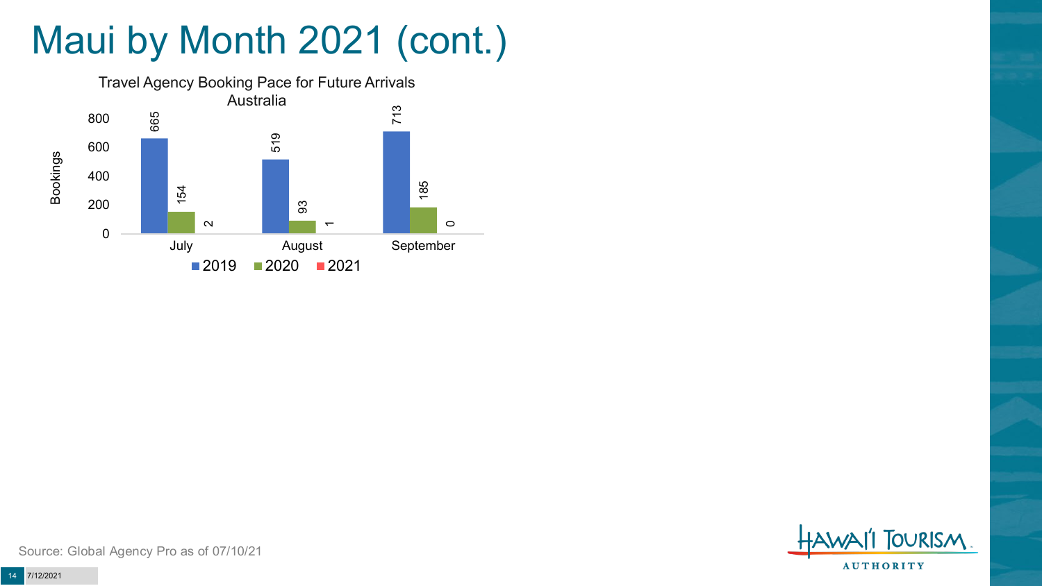# Maui by Month 2021 (cont.)

**Travel Agency Booking Pace for Future Arrivals — Australia**

| Bookings | 2019 | 2020 | 2021 |
|---|---|---|---|
| July | 665 | 154 | 2 |
| August | 519 | 93 | 1 |
| September | 713 | 185 | 0 |

Source: Global Agency Pro as of 07/10/21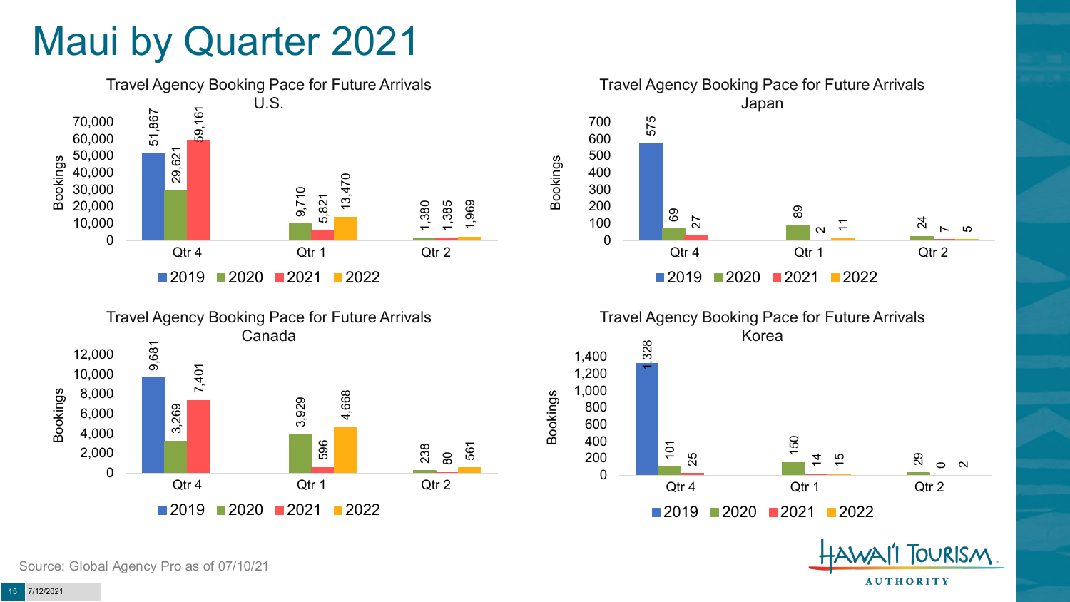# Maui by Quarter 2021

### Travel Agency Booking Pace for Future Arrivals U.S.

| Quarter | 2019 | 2020 | 2021 | 2022 |
| --- | --- | --- | --- | --- |
| Qtr 4 | 51,867 | 29,621 | 59,161 | |
| Qtr 1 | | 9,710 | 5,821 | 13,470 |
| Qtr 2 | | 1,380 | 1,385 | 1,969 |

### Travel Agency Booking Pace for Future Arrivals Japan

| Quarter | 2019 | 2020 | 2021 | 2022 |
| --- | --- | --- | --- | --- |
| Qtr 4 | 575 | 69 | 27 | |
| Qtr 1 | | 89 | 2 | 11 |
| Qtr 2 | | 24 | 7 | 5 |

### Travel Agency Booking Pace for Future Arrivals Canada

| Quarter | 2019 | 2020 | 2021 | 2022 |
| --- | --- | --- | --- | --- |
| Qtr 4 | 9,681 | 3,269 | 7,401 | |
| Qtr 1 | | 3,929 | 596 | 4,668 |
| Qtr 2 | | 238 | 80 | 561 |

### Travel Agency Booking Pace for Future Arrivals Korea

| Quarter | 2019 | 2020 | 2021 | 2022 |
| --- | --- | --- | --- | --- |
| Qtr 4 | 1,328 | 101 | 25 | |
| Qtr 1 | | 150 | 14 | 15 |
| Qtr 2 | | 29 | 0 | 2 |

Source: Global Agency Pro as of 07/10/21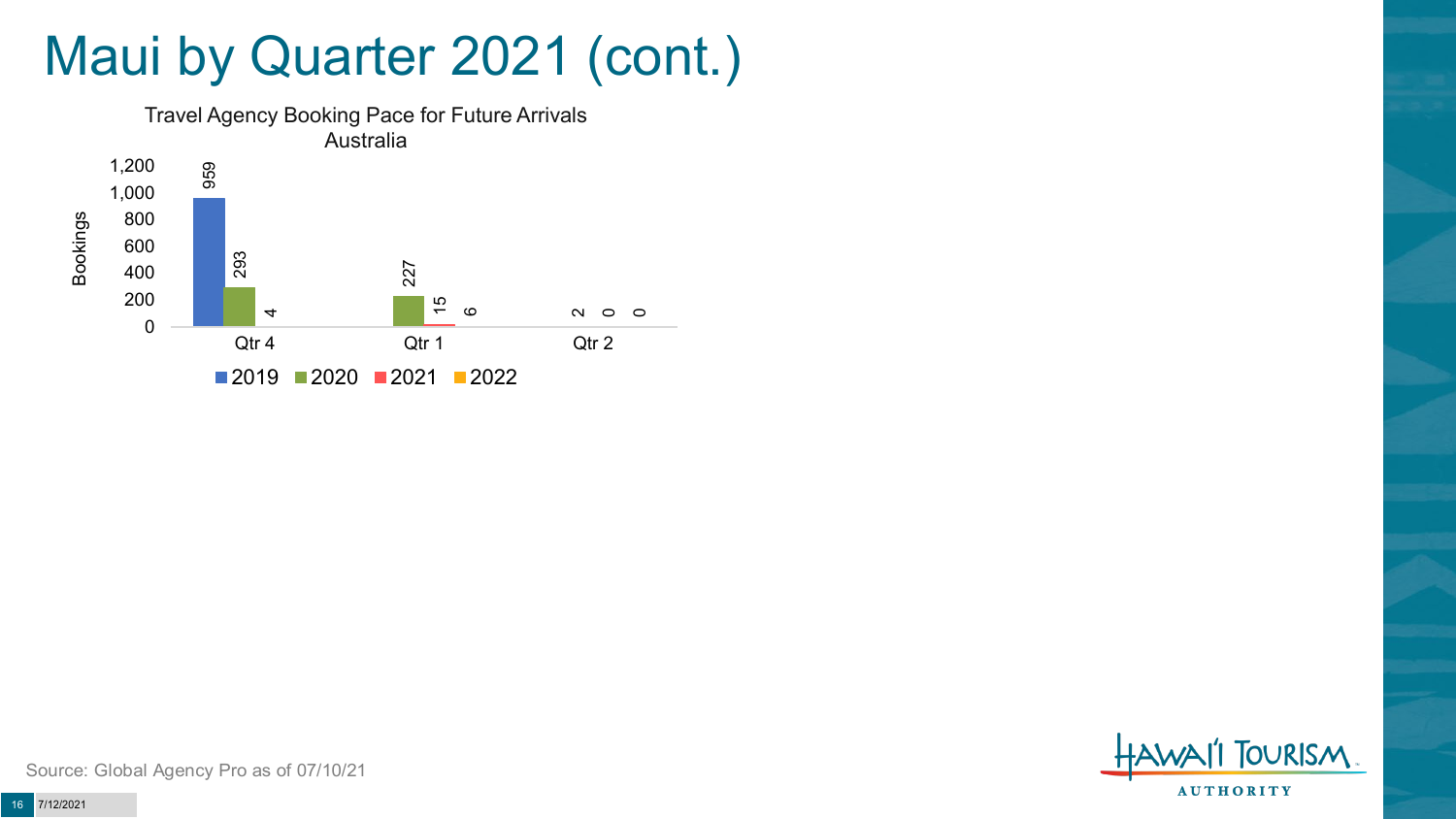# Maui by Quarter 2021 (cont.)

**Travel Agency Booking Pace for Future Arrivals Australia**

| Bookings | 2019 | 2020 | 2021 | 2022 |
|---|---|---|---|---|
| Qtr 4 | 959 | 293 | 4 | |
| Qtr 1 | | 227 | 15 | 6 |
| Qtr 2 | | 2 | 0 | 0 |

Source: Global Agency Pro as of 07/10/21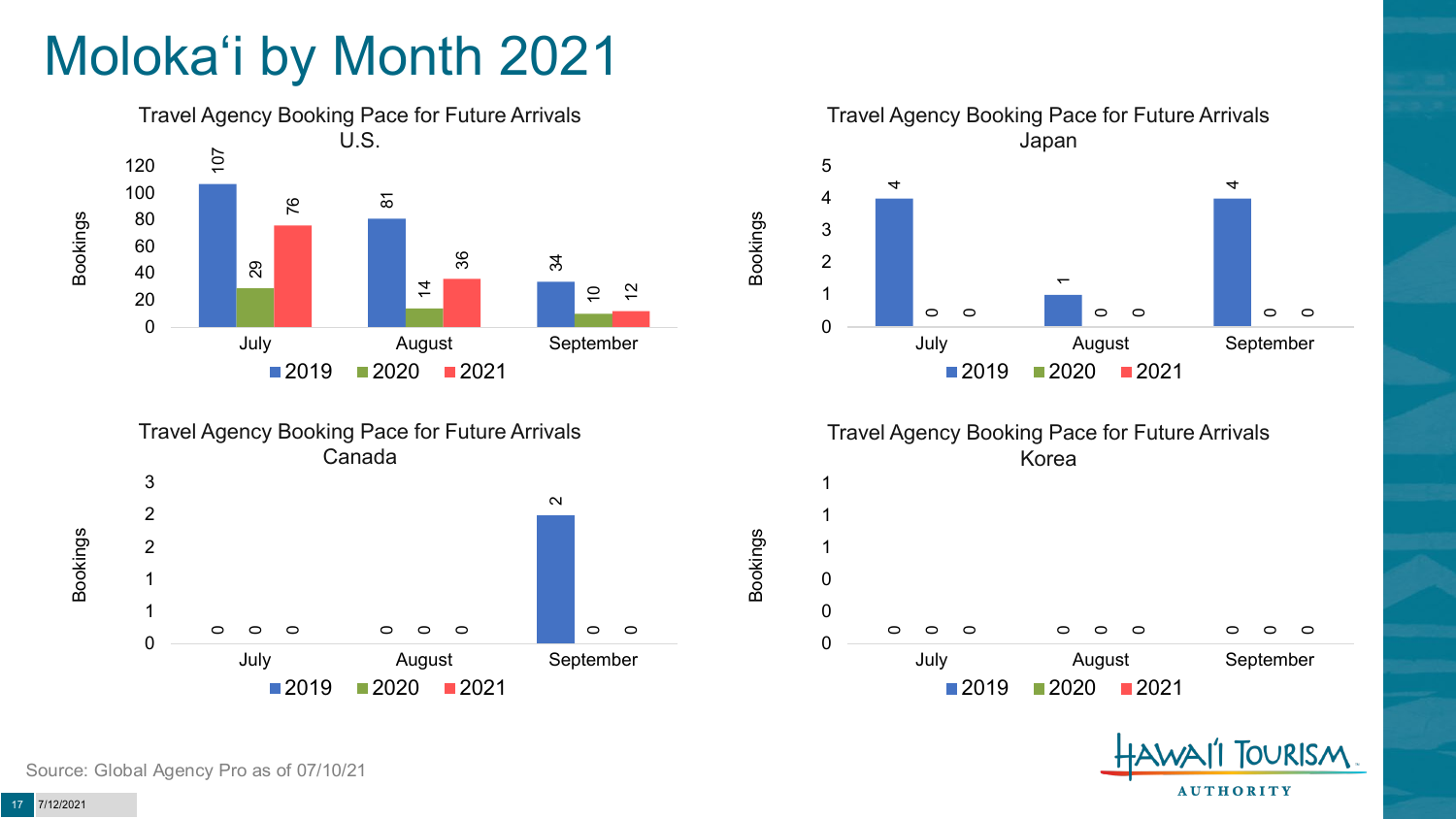# Moloka'i by Month 2021

### Travel Agency Booking Pace for Future Arrivals U.S.

| Month | 2019 | 2020 | 2021 |
|---|---|---|---|
| July | 107 | 29 | 76 |
| August | 81 | 14 | 36 |
| September | 34 | 10 | 12 |

### Travel Agency Booking Pace for Future Arrivals Japan

| Month | 2019 | 2020 | 2021 |
|---|---|---|---|
| July | 4 | 0 | 0 |
| August | 1 | 0 | 0 |
| September | 4 | 0 | 0 |

### Travel Agency Booking Pace for Future Arrivals Canada

| Month | 2019 | 2020 | 2021 |
|---|---|---|---|
| July | 0 | 0 | 0 |
| August | 0 | 0 | 0 |
| September | 2 | 0 | 0 |

### Travel Agency Booking Pace for Future Arrivals Korea

| Month | 2019 | 2020 | 2021 |
|---|---|---|---|
| July | 0 | 0 | 0 |
| August | 0 | 0 | 0 |
| September | 0 | 0 | 0 |

Source: Global Agency Pro as of 07/10/21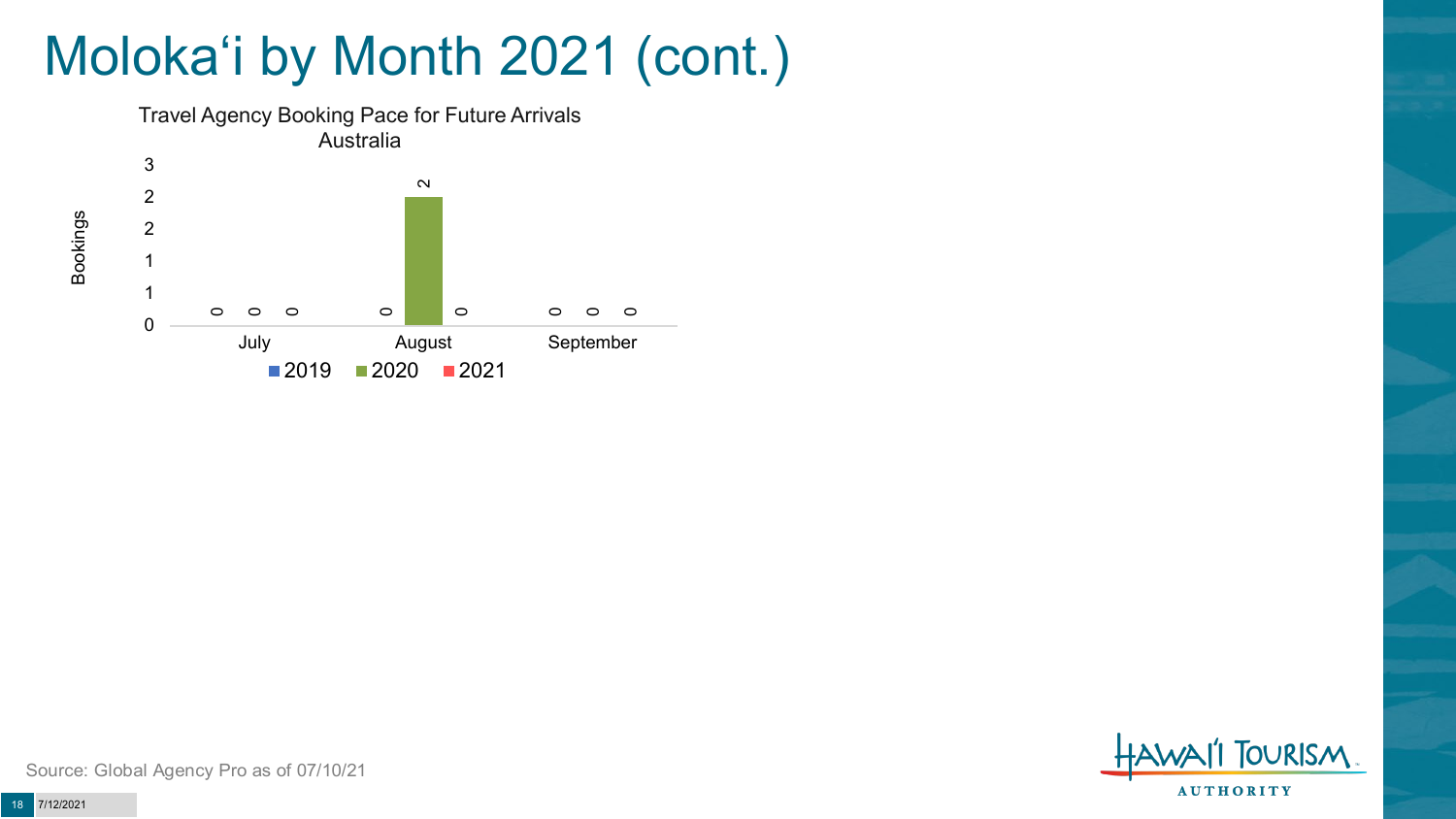# Moloka'i by Month 2021 (cont.)

Travel Agency Booking Pace for Future Arrivals
Australia

| Month | 2019 | 2020 | 2021 |
| --- | --- | --- | --- |
| July | 0 | 0 | 0 |
| August | 0 | 2 | 0 |
| September | 0 | 0 | 0 |

Source: Global Agency Pro as of 07/10/21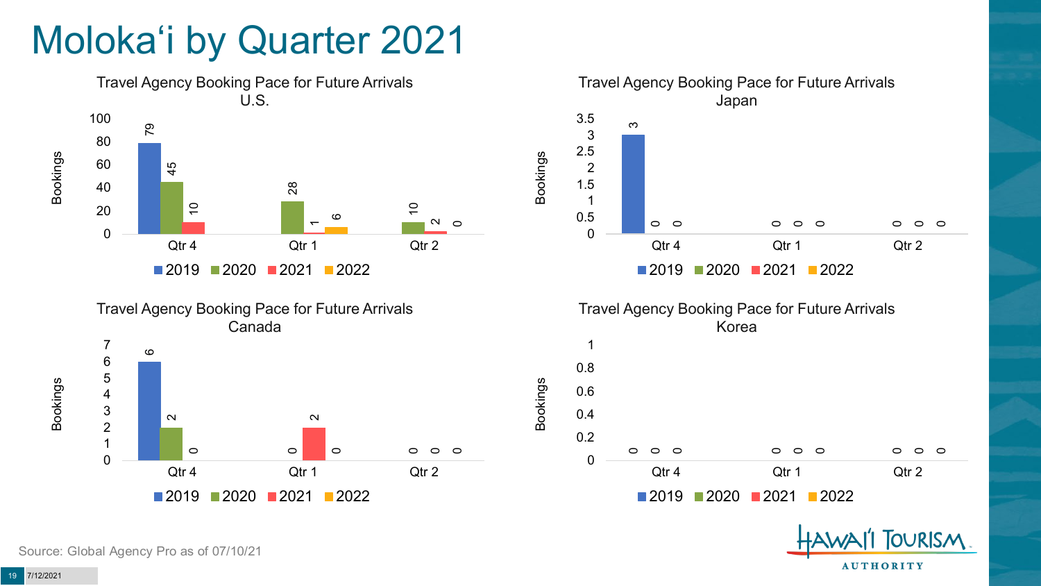# Molokaʻi by Quarter 2021

### Travel Agency Booking Pace for Future Arrivals U.S.

| Bookings | 2019 | 2020 | 2021 | 2022 |
|---|---|---|---|---|
| Qtr 4 | 79 | 45 | 10 | |
| Qtr 1 | | 28 | 1 | 6 |
| Qtr 2 | | 10 | 2 | 0 |

### Travel Agency Booking Pace for Future Arrivals Japan

| Bookings | 2019 | 2020 | 2021 | 2022 |
|---|---|---|---|---|
| Qtr 4 | 3 | 0 | 0 | |
| Qtr 1 | | 0 | 0 | 0 |
| Qtr 2 | | 0 | 0 | 0 |

### Travel Agency Booking Pace for Future Arrivals Canada

| Bookings | 2019 | 2020 | 2021 | 2022 |
|---|---|---|---|---|
| Qtr 4 | 6 | 2 | 0 | |
| Qtr 1 | | 0 | 2 | 0 |
| Qtr 2 | | 0 | 0 | 0 |

### Travel Agency Booking Pace for Future Arrivals Korea

| Bookings | 2019 | 2020 | 2021 | 2022 |
|---|---|---|---|---|
| Qtr 4 | 0 | 0 | 0 | |
| Qtr 1 | | 0 | 0 | 0 |
| Qtr 2 | | 0 | 0 | 0 |

Source: Global Agency Pro as of 07/10/21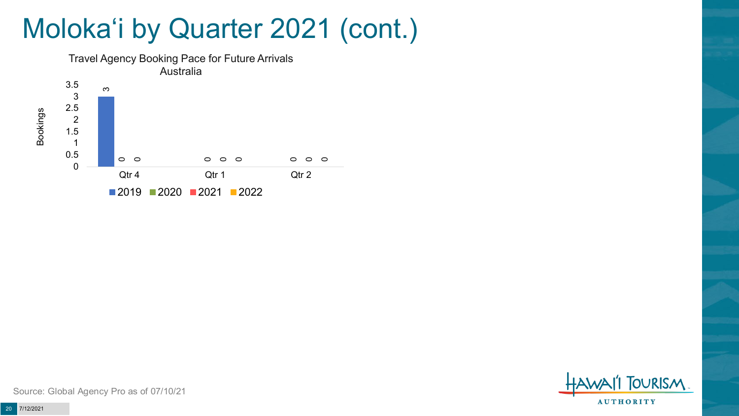# Moloka'i by Quarter 2021 (cont.)

Travel Agency Booking Pace for Future Arrivals
Australia

| Bookings | 2019 | 2020 | 2021 | 2022 |
|---|---|---|---|---|
| Qtr 4 | 3 | 0 | 0 | |
| Qtr 1 | | 0 | 0 | 0 |
| Qtr 2 | | 0 | 0 | 0 |

Source: Global Agency Pro as of 07/10/21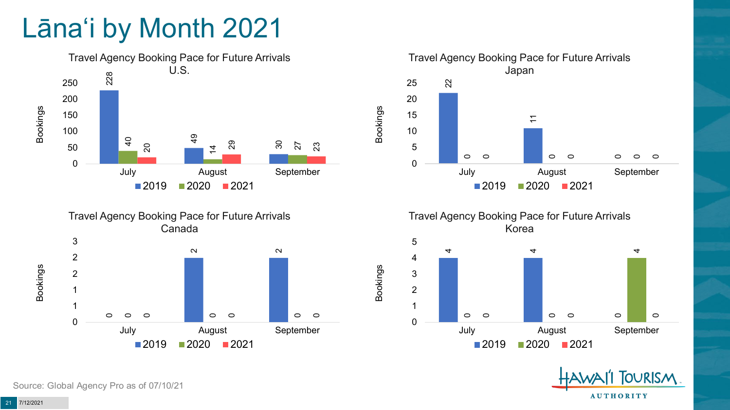# Lānaʻi by Month 2021

**Travel Agency Booking Pace for Future Arrivals U.S.**

| Bookings | 2019 | 2020 | 2021 |
| --- | --- | --- | --- |
| July | 228 | 40 | 20 |
| August | 49 | 14 | 29 |
| September | 30 | 27 | 23 |

**Travel Agency Booking Pace for Future Arrivals Japan**

| Bookings | 2019 | 2020 | 2021 |
| --- | --- | --- | --- |
| July | 22 | 0 | 0 |
| August | 11 | 0 | 0 |
| September | 0 | 0 | 0 |

**Travel Agency Booking Pace for Future Arrivals Canada**

| Bookings | 2019 | 2020 | 2021 |
| --- | --- | --- | --- |
| July | 0 | 0 | 0 |
| August | 2 | 0 | 0 |
| September | 2 | 0 | 0 |

**Travel Agency Booking Pace for Future Arrivals Korea**

| Bookings | 2019 | 2020 | 2021 |
| --- | --- | --- | --- |
| July | 4 | 0 | 0 |
| August | 4 | 0 | 0 |
| September | 0 | 4 | 0 |

Source: Global Agency Pro as of 07/10/21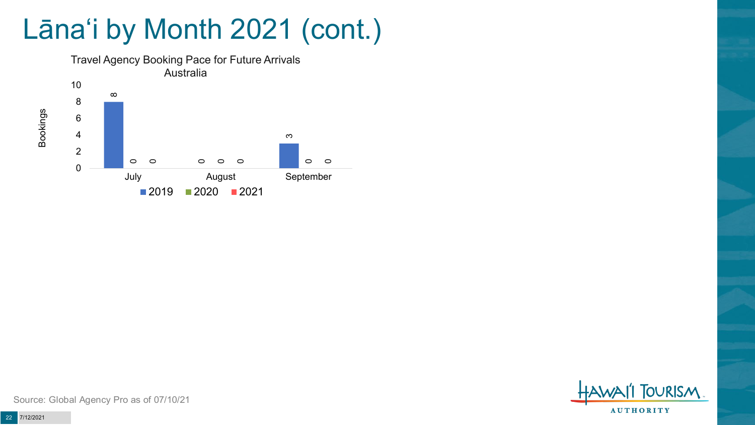# Lānaʻi by Month 2021 (cont.)

Travel Agency Booking Pace for Future Arrivals
Australia

| Month | 2019 | 2020 | 2021 |
|---|---|---|---|
| July | 8 | 0 | 0 |
| August | 0 | 0 | 0 |
| September | 3 | 0 | 0 |

Source: Global Agency Pro as of 07/10/21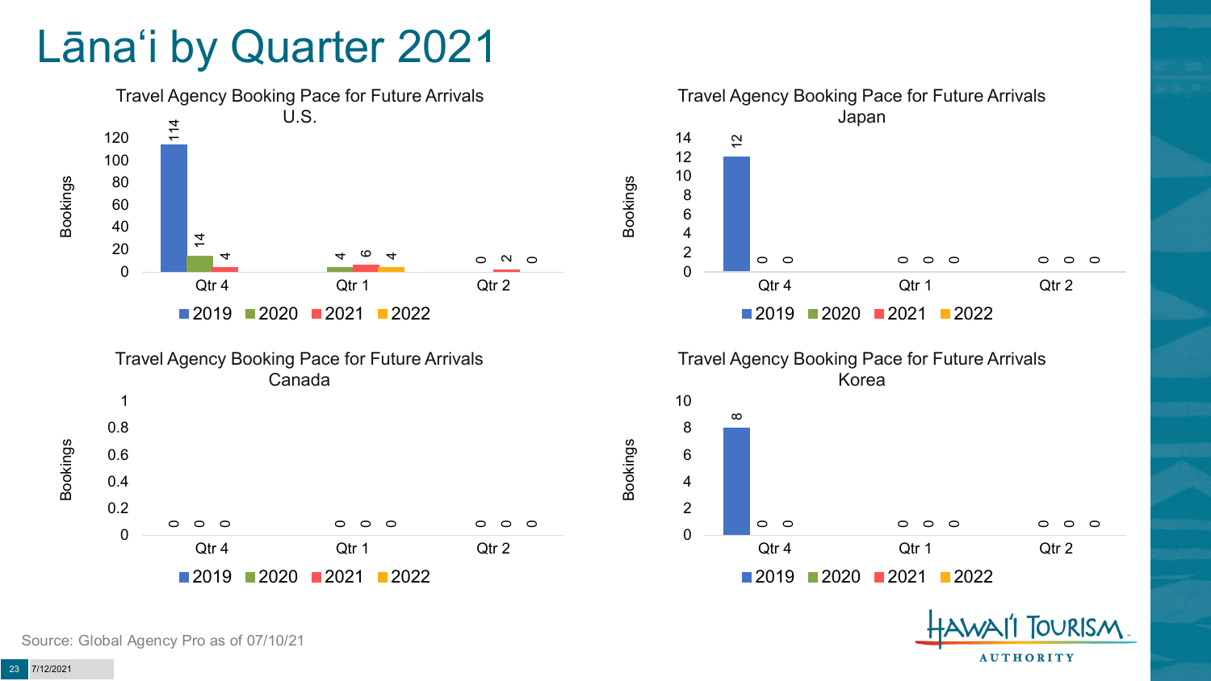# Lānaʻi by Quarter 2021

### Travel Agency Booking Pace for Future Arrivals U.S.

| Bookings | 2019 | 2020 | 2021 | 2022 |
|---|---|---|---|---|
| Qtr 4 | 114 | 14 | 4 | |
| Qtr 1 | | 4 | 6 | 4 |
| Qtr 2 | | 0 | 2 | 0 |

### Travel Agency Booking Pace for Future Arrivals Japan

| Bookings | 2019 | 2020 | 2021 | 2022 |
|---|---|---|---|---|
| Qtr 4 | 12 | 0 | 0 | |
| Qtr 1 | | 0 | 0 | 0 |
| Qtr 2 | | 0 | 0 | 0 |

### Travel Agency Booking Pace for Future Arrivals Canada

| Bookings | 2019 | 2020 | 2021 | 2022 |
|---|---|---|---|---|
| Qtr 4 | 0 | 0 | 0 | |
| Qtr 1 | | 0 | 0 | 0 |
| Qtr 2 | | 0 | 0 | 0 |

### Travel Agency Booking Pace for Future Arrivals Korea

| Bookings | 2019 | 2020 | 2021 | 2022 |
|---|---|---|---|---|
| Qtr 4 | 8 | 0 | 0 | |
| Qtr 1 | | 0 | 0 | 0 |
| Qtr 2 | | 0 | 0 | 0 |

Source: Global Agency Pro as of 07/10/21

7/12/2021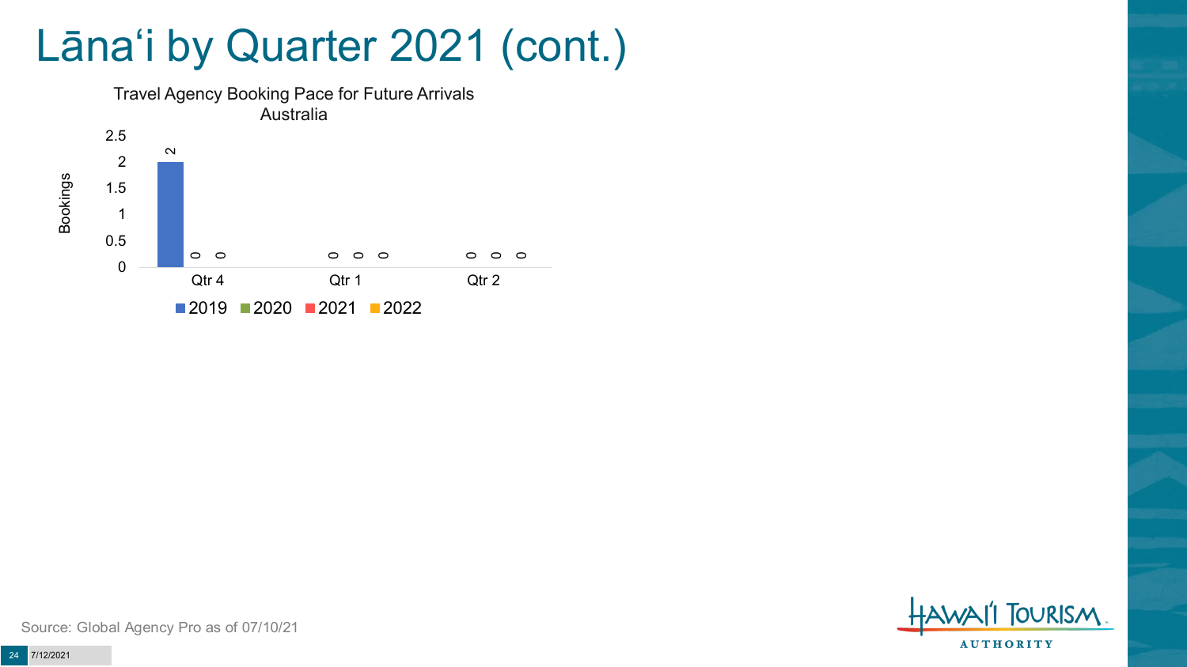# Lānaʻi by Quarter 2021 (cont.)

Travel Agency Booking Pace for Future Arrivals
Australia

| Bookings | 2019 | 2020 | 2021 | 2022 |
|---|---|---|---|---|
| Qtr 4 | 2 | 0 | 0 | |
| Qtr 1 | | 0 | 0 | 0 |
| Qtr 2 | | 0 | 0 | 0 |

Source: Global Agency Pro as of 07/10/21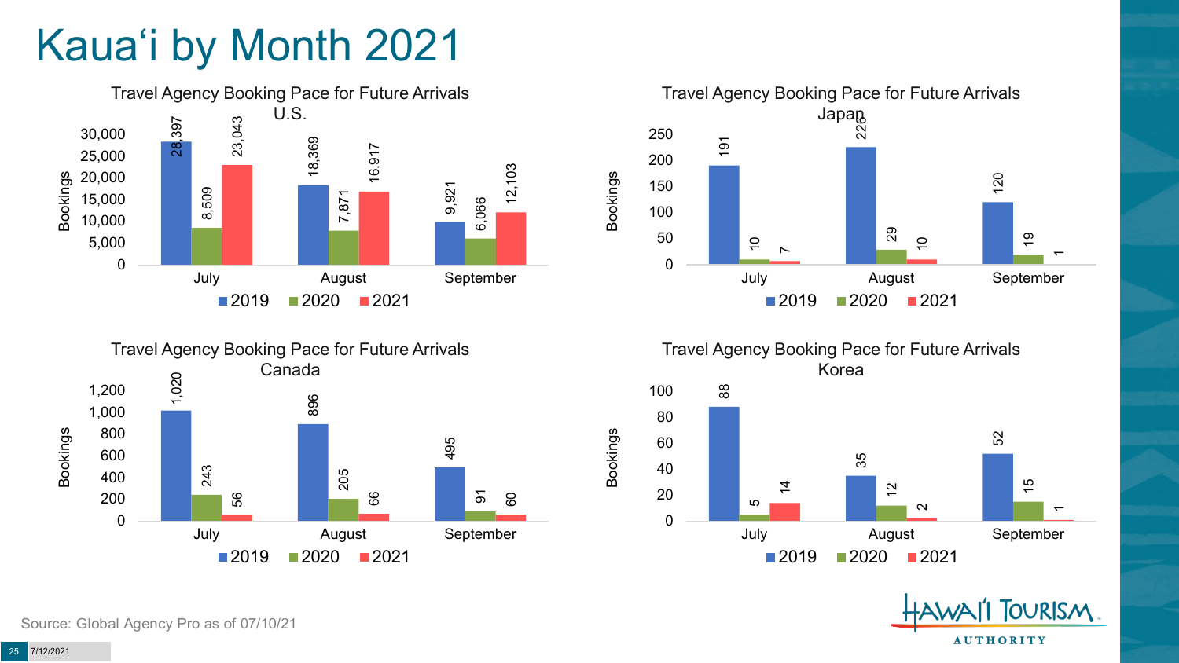# Kauaʻi by Month 2021

**Travel Agency Booking Pace for Future Arrivals U.S.**

| Bookings | 2019 | 2020 | 2021 |
| --- | --- | --- | --- |
| July | 28,397 | 8,509 | 23,043 |
| August | 18,369 | 7,871 | 16,917 |
| September | 9,921 | 6,066 | 12,103 |

**Travel Agency Booking Pace for Future Arrivals Japan**

| Bookings | 2019 | 2020 | 2021 |
| --- | --- | --- | --- |
| July | 191 | 10 | 7 |
| August | 226 | 29 | 10 |
| September | 120 | 19 | 1 |

**Travel Agency Booking Pace for Future Arrivals Canada**

| Bookings | 2019 | 2020 | 2021 |
| --- | --- | --- | --- |
| July | 1,020 | 243 | 56 |
| August | 896 | 205 | 66 |
| September | 495 | 91 | 60 |

**Travel Agency Booking Pace for Future Arrivals Korea**

| Bookings | 2019 | 2020 | 2021 |
| --- | --- | --- | --- |
| July | 88 | 5 | 14 |
| August | 35 | 12 | 2 |
| September | 52 | 15 | 1 |

Source: Global Agency Pro as of 07/10/21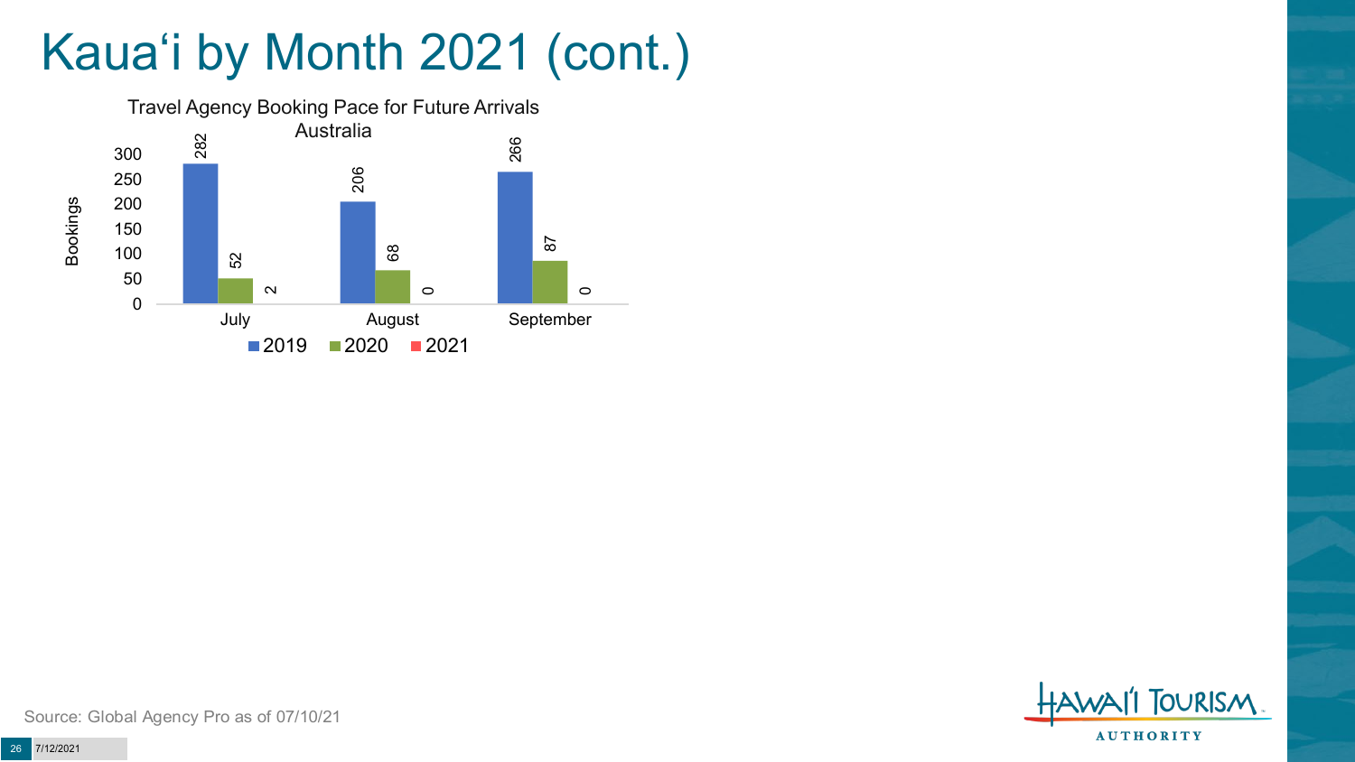# Kauaʻi by Month 2021 (cont.)

**Travel Agency Booking Pace for Future Arrivals**
**Australia**

| Month | 2019 | 2020 | 2021 |
|---|---|---|---|
| July | 282 | 52 | 2 |
| August | 206 | 68 | 0 |
| September | 266 | 87 | 0 |

Source: Global Agency Pro as of 07/10/21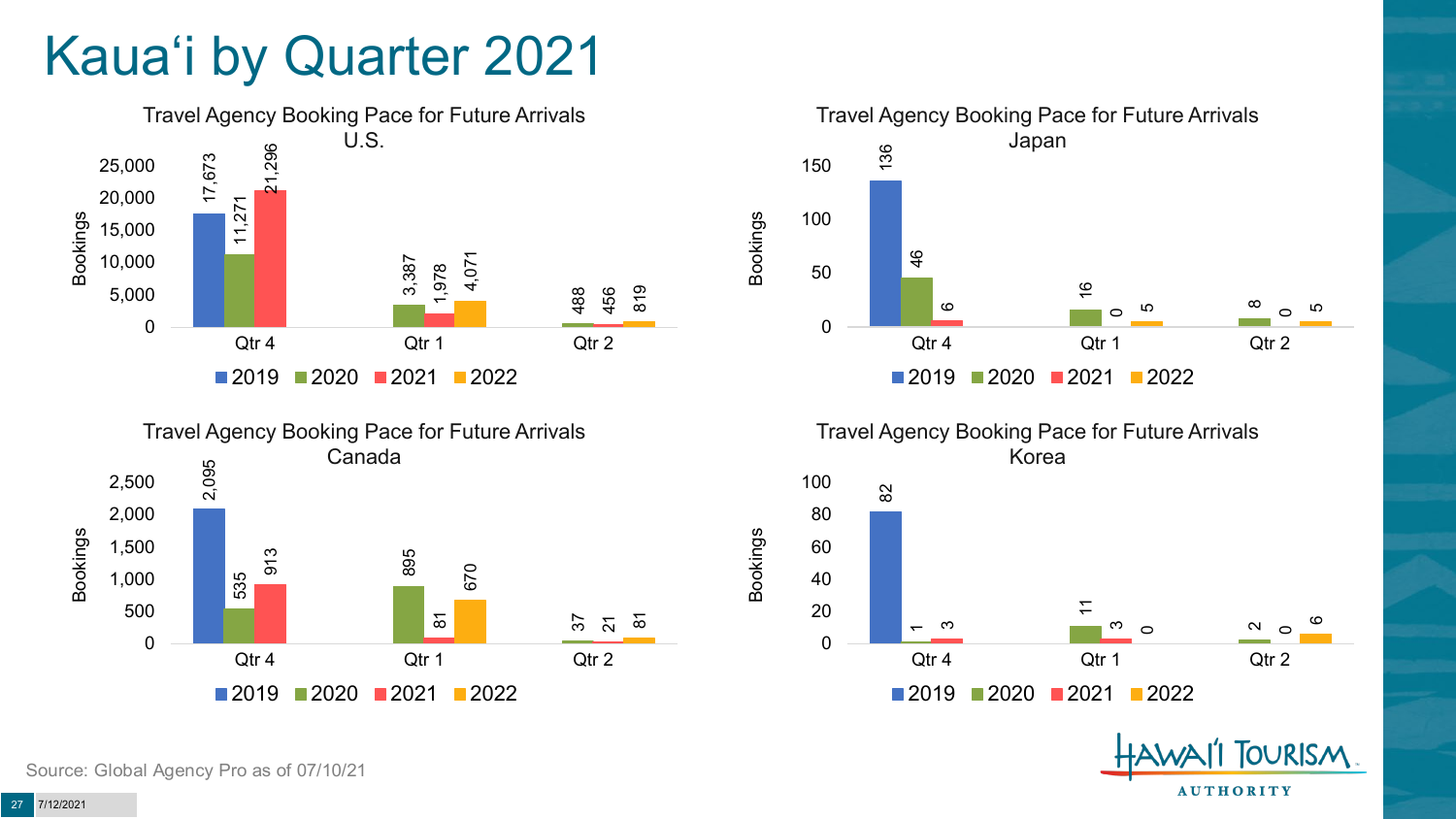# Kaua'i by Quarter 2021

### Travel Agency Booking Pace for Future Arrivals U.S.

| Bookings | 2019 | 2020 | 2021 | 2022 |
|---|---|---|---|---|
| Qtr 4 | 17,673 | 11,271 | 21,296 | |
| Qtr 1 | | 3,387 | 1,978 | 4,071 |
| Qtr 2 | | 488 | 456 | 819 |

### Travel Agency Booking Pace for Future Arrivals Japan

| Bookings | 2019 | 2020 | 2021 | 2022 |
|---|---|---|---|---|
| Qtr 4 | 136 | 46 | 6 | |
| Qtr 1 | | 16 | 0 | 5 |
| Qtr 2 | | 8 | 0 | 5 |

### Travel Agency Booking Pace for Future Arrivals Canada

| Bookings | 2019 | 2020 | 2021 | 2022 |
|---|---|---|---|---|
| Qtr 4 | 2,095 | 535 | 913 | |
| Qtr 1 | | 895 | 81 | 670 |
| Qtr 2 | | 37 | 21 | 81 |

### Travel Agency Booking Pace for Future Arrivals Korea

| Bookings | 2019 | 2020 | 2021 | 2022 |
|---|---|---|---|---|
| Qtr 4 | 82 | 1 | 3 | |
| Qtr 1 | | 11 | 3 | 0 |
| Qtr 2 | | 2 | 0 | 6 |

Source: Global Agency Pro as of 07/10/21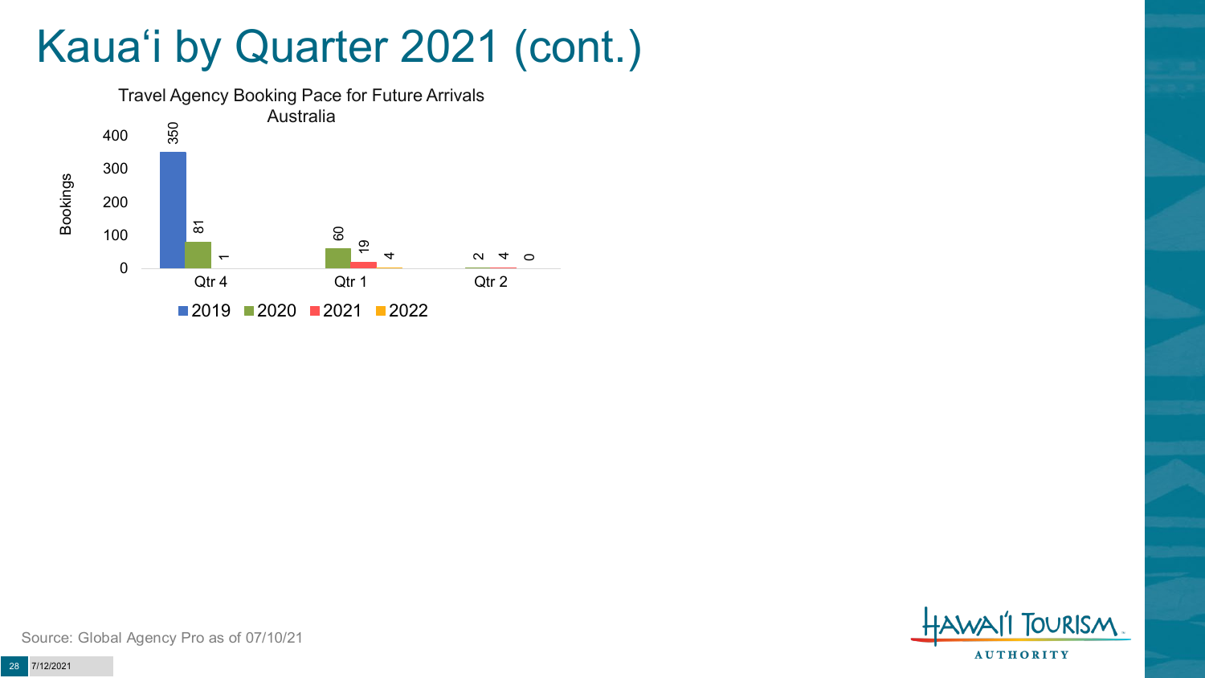# Kauaʻi by Quarter 2021 (cont.)

**Travel Agency Booking Pace for Future Arrivals**
**Australia**

| Bookings | Qtr 4 | Qtr 1 | Qtr 2 |
|---|---|---|---|
| 2019 | 350 | | |
| 2020 | 81 | 60 | 2 |
| 2021 | 1 | 19 | 4 |
| 2022 | | 4 | 0 |

Source: Global Agency Pro as of 07/10/21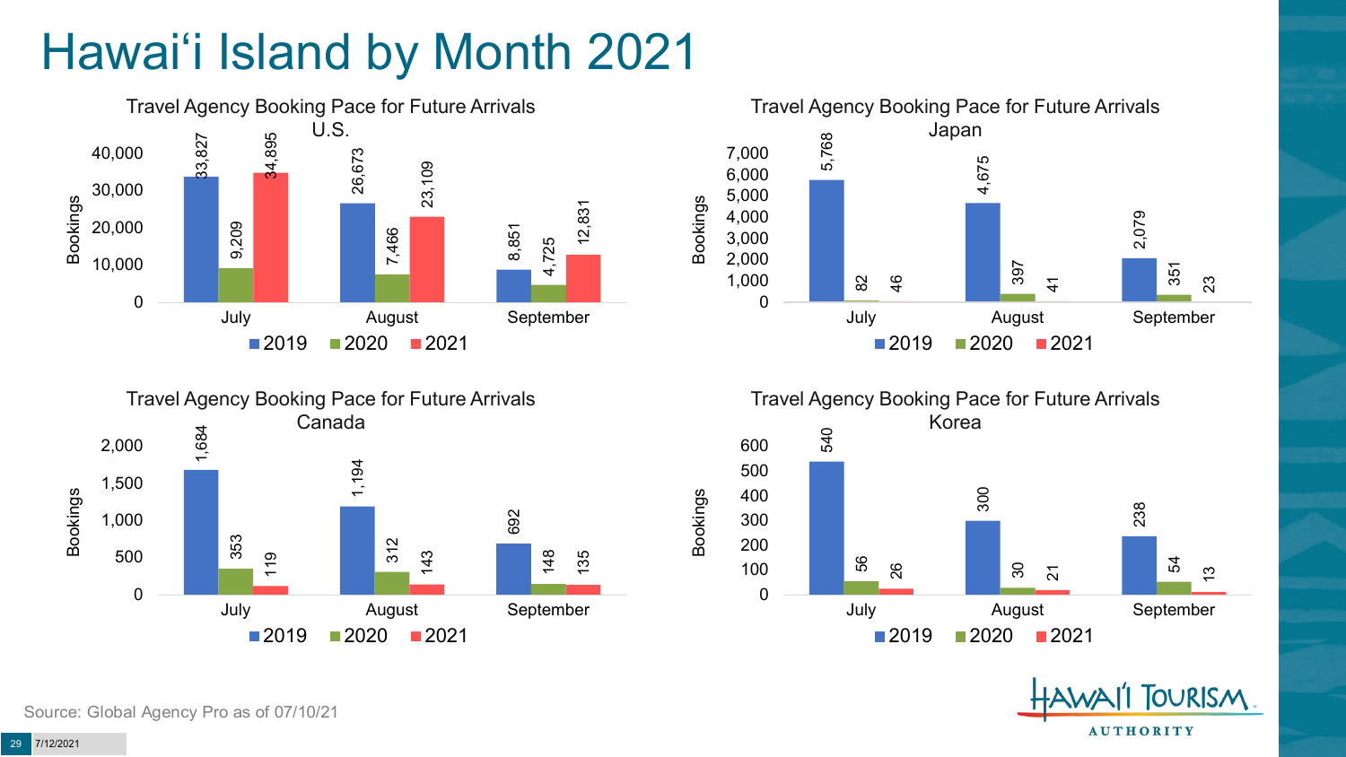# Hawai'i Island by Month 2021

## Travel Agency Booking Pace for Future Arrivals U.S.

| Bookings | 2019 | 2020 | 2021 |
|---|---|---|---|
| July | 33,827 | 9,209 | 34,895 |
| August | 26,673 | 7,466 | 23,109 |
| September | 8,851 | 4,725 | 12,831 |

## Travel Agency Booking Pace for Future Arrivals Japan

| Bookings | 2019 | 2020 | 2021 |
|---|---|---|---|
| July | 5,768 | 82 | 46 |
| August | 4,675 | 397 | 41 |
| September | 2,079 | 351 | 23 |

## Travel Agency Booking Pace for Future Arrivals Canada

| Bookings | 2019 | 2020 | 2021 |
|---|---|---|---|
| July | 1,684 | 353 | 119 |
| August | 1,194 | 312 | 143 |
| September | 692 | 148 | 135 |

## Travel Agency Booking Pace for Future Arrivals Korea

| Bookings | 2019 | 2020 | 2021 |
|---|---|---|---|
| July | 540 | 56 | 26 |
| August | 300 | 30 | 21 |
| September | 238 | 54 | 13 |

Source: Global Agency Pro as of 07/10/21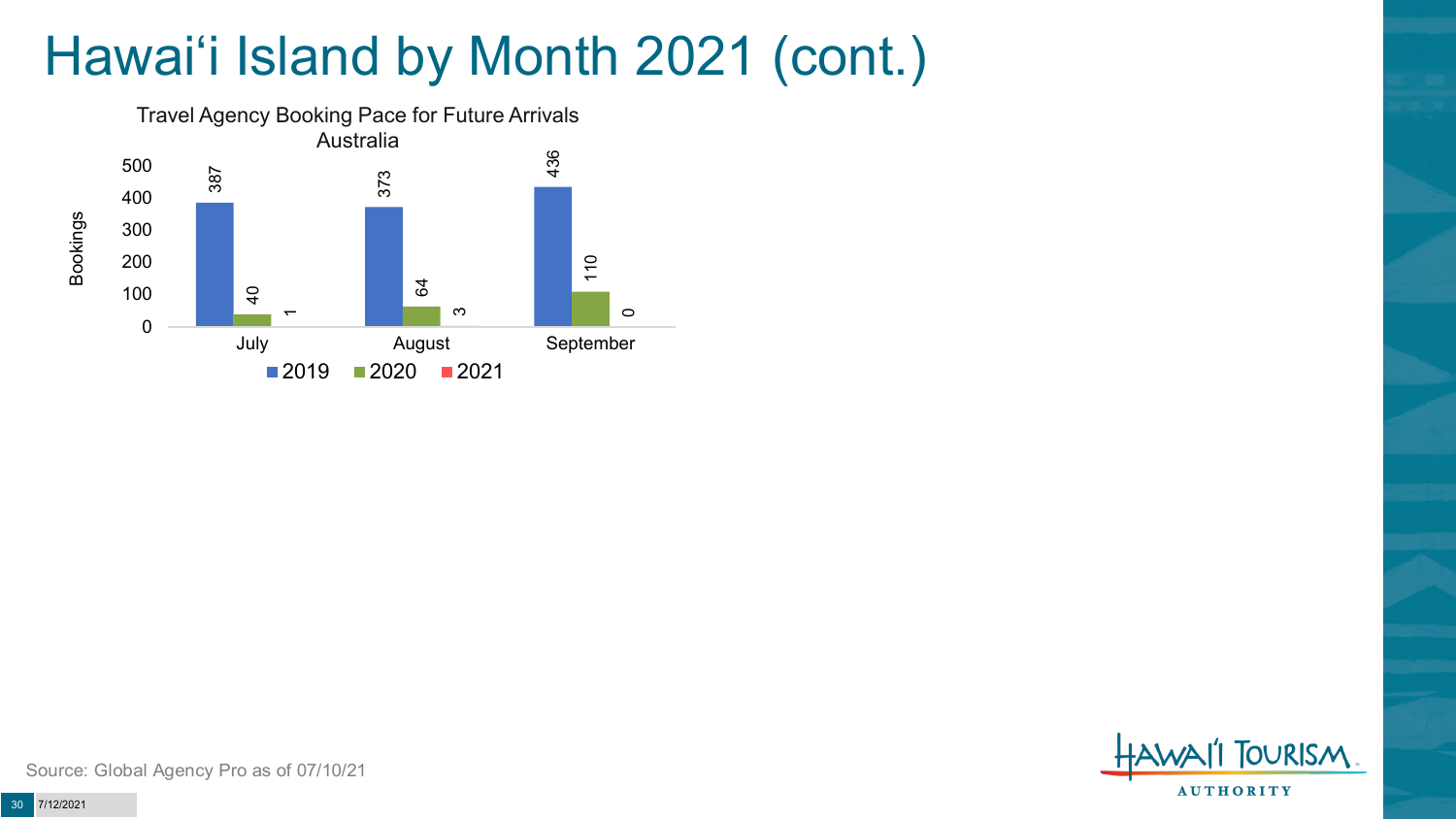# Hawaiʻi Island by Month 2021 (cont.)

Travel Agency Booking Pace for Future Arrivals
Australia

| Month | 2019 | 2020 | 2021 |
|---|---|---|---|
| July | 387 | 40 | 1 |
| August | 373 | 64 | 3 |
| September | 436 | 110 | 0 |

Source: Global Agency Pro as of 07/10/21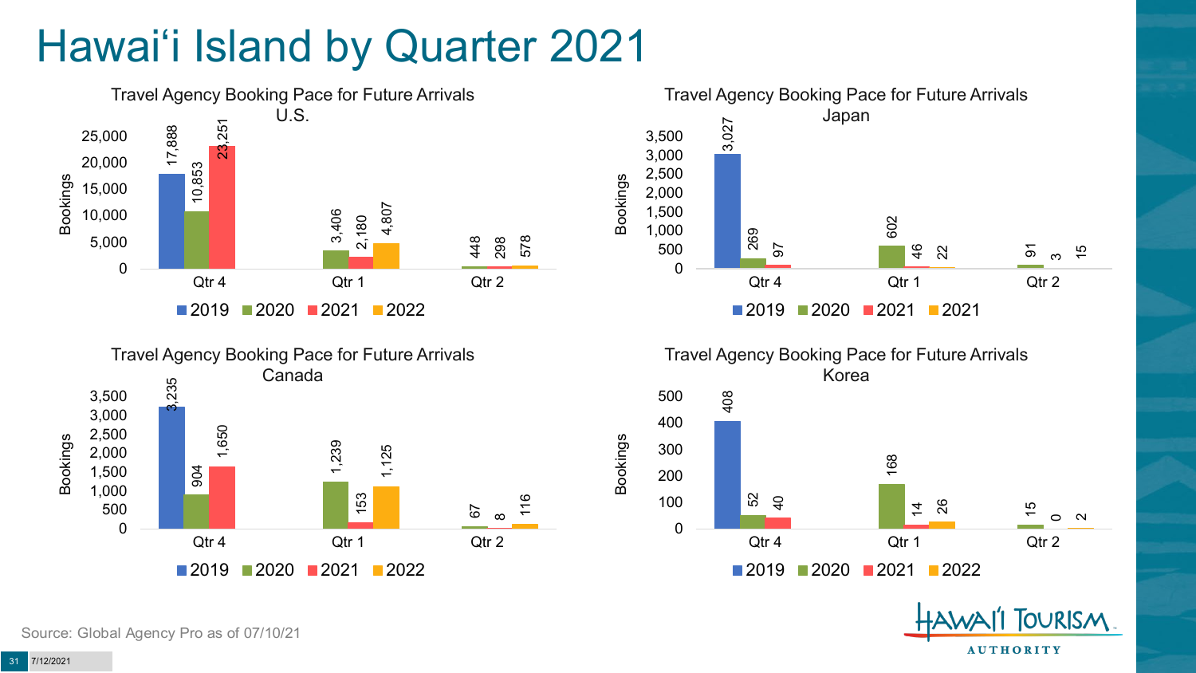# Hawai'i Island by Quarter 2021

## Travel Agency Booking Pace for Future Arrivals U.S.

| Bookings | 2019 | 2020 | 2021 | 2022 |
|---|---|---|---|---|
| Qtr 4 | 17,888 | 10,853 | 23,251 | |
| Qtr 1 | | 3,406 | 2,180 | 4,807 |
| Qtr 2 | | 448 | 298 | 578 |

## Travel Agency Booking Pace for Future Arrivals Japan

| Bookings | 2019 | 2020 | 2021 | 2021 |
|---|---|---|---|---|
| Qtr 4 | 3,027 | 269 | 97 | |
| Qtr 1 | | 602 | 46 | 22 |
| Qtr 2 | | 91 | 3 | 15 |

## Travel Agency Booking Pace for Future Arrivals Canada

| Bookings | 2019 | 2020 | 2021 | 2022 |
|---|---|---|---|---|
| Qtr 4 | 3,235 | 904 | 1,650 | |
| Qtr 1 | | 1,239 | 153 | 1,125 |
| Qtr 2 | | 67 | 8 | 116 |

## Travel Agency Booking Pace for Future Arrivals Korea

| Bookings | 2019 | 2020 | 2021 | 2022 |
|---|---|---|---|---|
| Qtr 4 | 408 | 52 | 40 | |
| Qtr 1 | | 168 | 14 | 26 |
| Qtr 2 | | 15 | 0 | 2 |

Source: Global Agency Pro as of 07/10/21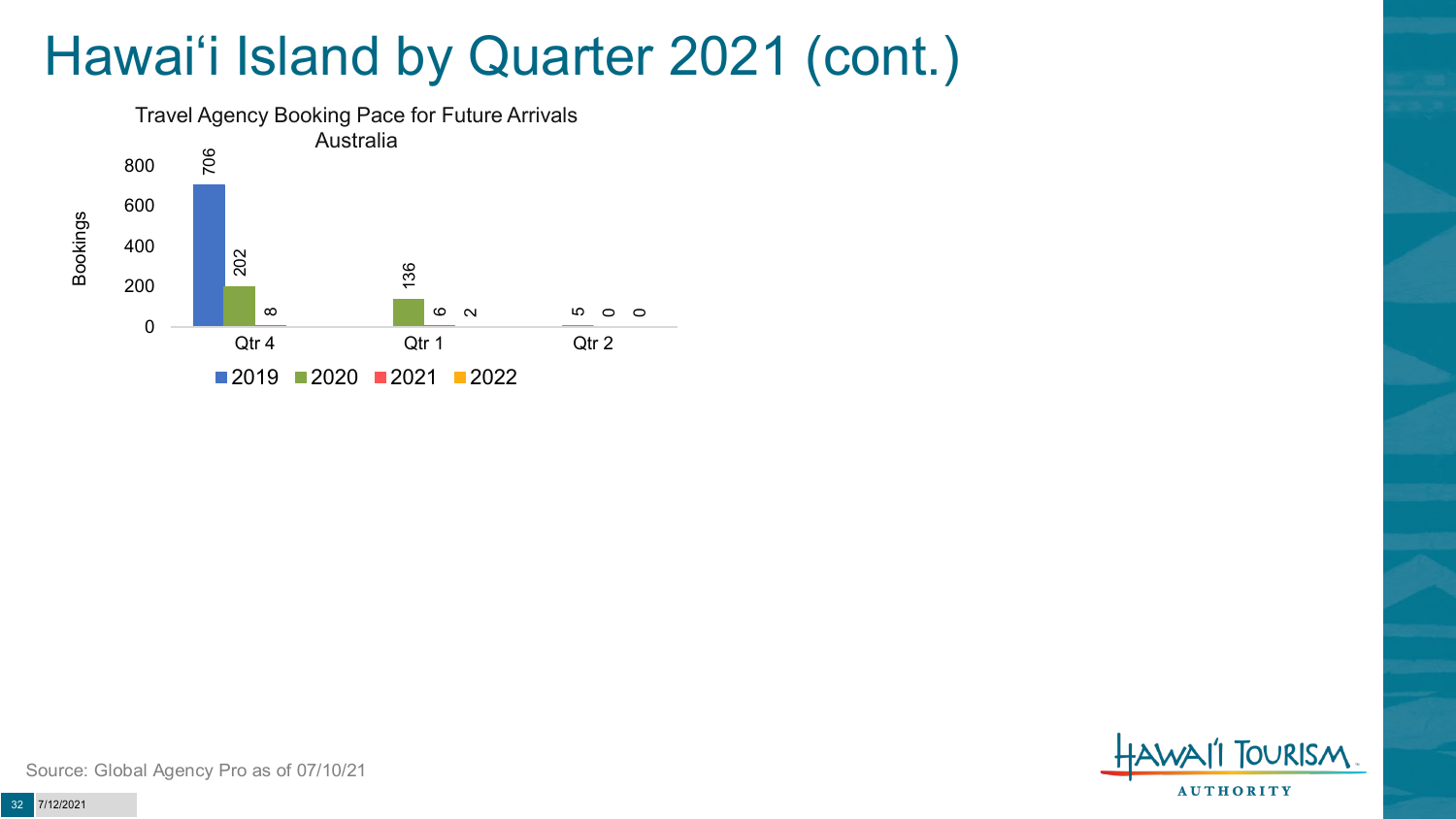# Hawai'i Island by Quarter 2021 (cont.)

Travel Agency Booking Pace for Future Arrivals
Australia

Bookings

800
600
400
200
0

706
202
8
136
6
2
5
0
0

Qtr 4
Qtr 1
Qtr 2

2019 2020 2021 2022

Source: Global Agency Pro as of 07/10/21